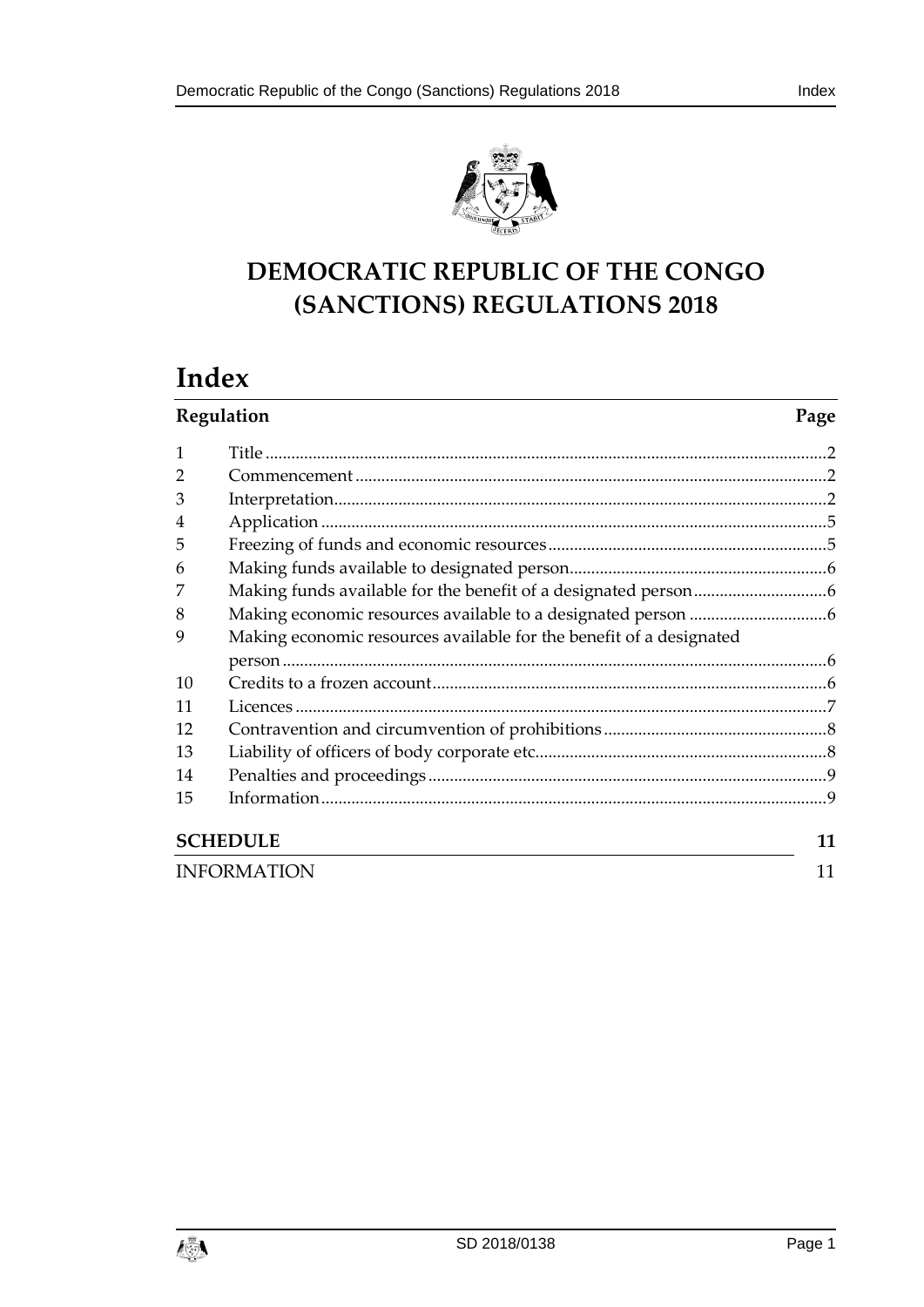# DEMOCRATIC REPUBLIC OF THE CONGO (SANCTIONS) REGULATIONS 2018

# Index

| Regulation | | Page |
|---|---|---|
| 1 | Title | 2 |
| 2 | Commencement | 2 |
| 3 | Interpretation | 2 |
| 4 | Application | 5 |
| 5 | Freezing of funds and economic resources | 5 |
| 6 | Making funds available to designated person | 6 |
| 7 | Making funds available for the benefit of a designated person | 6 |
| 8 | Making economic resources available to a designated person | 6 |
| 9 | Making economic resources available for the benefit of a designated person | 6 |
| 10 | Credits to a frozen account | 6 |
| 11 | Licences | 7 |
| 12 | Contravention and circumvention of prohibitions | 8 |
| 13 | Liability of officers of body corporate etc | 8 |
| 14 | Penalties and proceedings | 9 |
| 15 | Information | 9 |

| **SCHEDULE** | **11** |
|---|---|
| INFORMATION | 11 |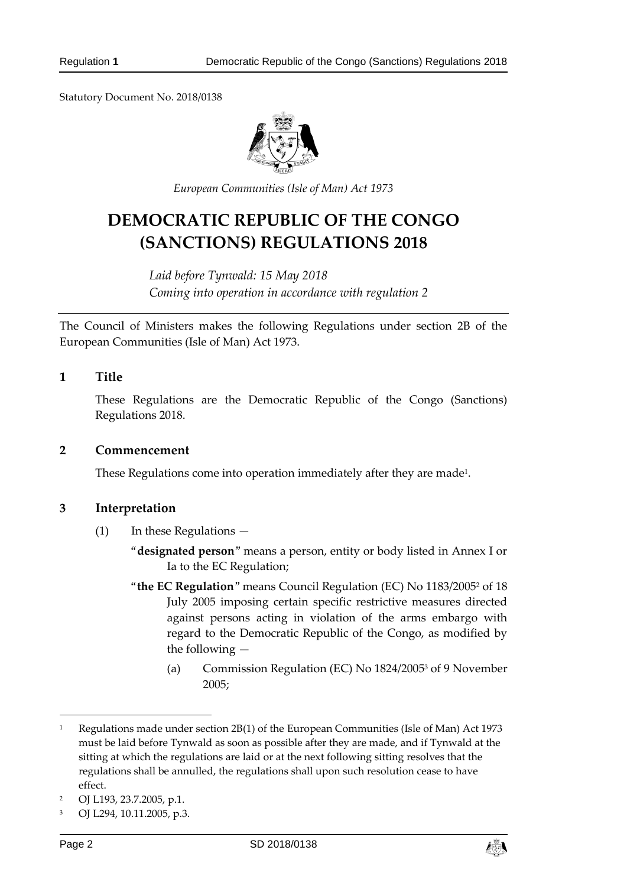Statutory Document No. 2018/0138

*European Communities (Isle of Man) Act 1973*

# DEMOCRATIC REPUBLIC OF THE CONGO (SANCTIONS) REGULATIONS 2018

*Laid before Tynwald: 15 May 2018*
*Coming into operation in accordance with regulation 2*

The Council of Ministers makes the following Regulations under section 2B of the European Communities (Isle of Man) Act 1973.

## 1 Title

These Regulations are the Democratic Republic of the Congo (Sanctions) Regulations 2018.

## 2 Commencement

These Regulations come into operation immediately after they are made[1].

## 3 Interpretation

(1) In these Regulations —

"**designated person**" means a person, entity or body listed in Annex I or Ia to the EC Regulation;

"**the EC Regulation**" means Council Regulation (EC) No 1183/2005[2] of 18 July 2005 imposing certain specific restrictive measures directed against persons acting in violation of the arms embargo with regard to the Democratic Republic of the Congo, as modified by the following —

(a) Commission Regulation (EC) No 1824/2005[3] of 9 November 2005;

---

[1] Regulations made under section 2B(1) of the European Communities (Isle of Man) Act 1973 must be laid before Tynwald as soon as possible after they are made, and if Tynwald at the sitting at which the regulations are laid or at the next following sitting resolves that the regulations shall be annulled, the regulations shall upon such resolution cease to have effect.

[2] OJ L193, 23.7.2005, p.1.

[3] OJ L294, 10.11.2005, p.3.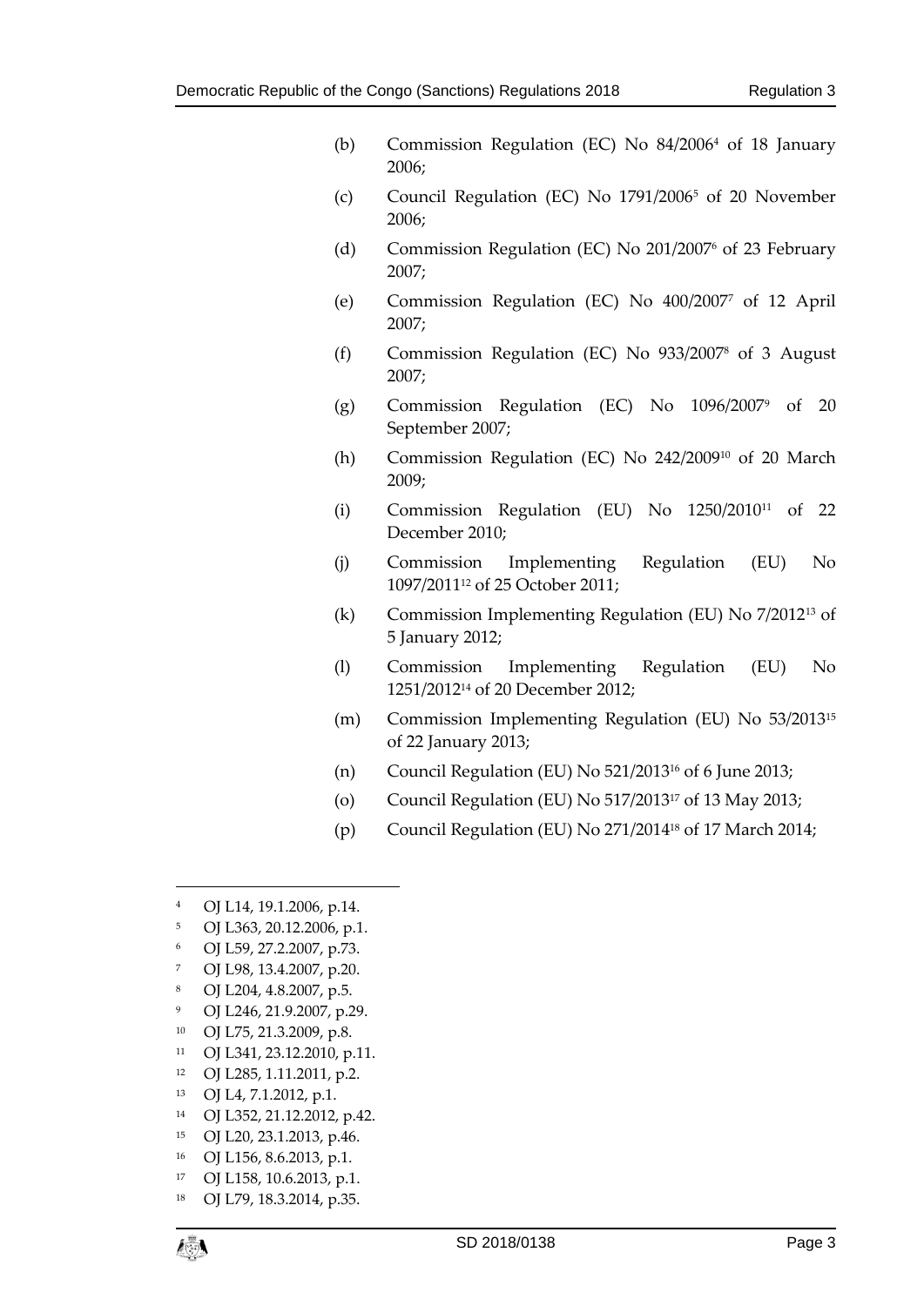(b) Commission Regulation (EC) No 84/2006[4] of 18 January 2006;

(c) Council Regulation (EC) No 1791/2006[5] of 20 November 2006;

(d) Commission Regulation (EC) No 201/2007[6] of 23 February 2007;

(e) Commission Regulation (EC) No 400/2007[7] of 12 April 2007;

(f) Commission Regulation (EC) No 933/2007[8] of 3 August 2007;

(g) Commission Regulation (EC) No 1096/2007[9] of 20 September 2007;

(h) Commission Regulation (EC) No 242/2009[10] of 20 March 2009;

(i) Commission Regulation (EU) No 1250/2010[11] of 22 December 2010;

(j) Commission Implementing Regulation (EU) No 1097/2011[12] of 25 October 2011;

(k) Commission Implementing Regulation (EU) No 7/2012[13] of 5 January 2012;

(l) Commission Implementing Regulation (EU) No 1251/2012[14] of 20 December 2012;

(m) Commission Implementing Regulation (EU) No 53/2013[15] of 22 January 2013;

(n) Council Regulation (EU) No 521/2013[16] of 6 June 2013;

(o) Council Regulation (EU) No 517/2013[17] of 13 May 2013;

(p) Council Regulation (EU) No 271/2014[18] of 17 March 2014;

---

[4] OJ L14, 19.1.2006, p.14.

[5] OJ L363, 20.12.2006, p.1.

[6] OJ L59, 27.2.2007, p.73.

[7] OJ L98, 13.4.2007, p.20.

[8] OJ L204, 4.8.2007, p.5.

[9] OJ L246, 21.9.2007, p.29.

[10] OJ L75, 21.3.2009, p.8.

[11] OJ L341, 23.12.2010, p.11.

[12] OJ L285, 1.11.2011, p.2.

[13] OJ L4, 7.1.2012, p.1.

[14] OJ L352, 21.12.2012, p.42.

[15] OJ L20, 23.1.2013, p.46.

[16] OJ L156, 8.6.2013, p.1.

[17] OJ L158, 10.6.2013, p.1.

[18] OJ L79, 18.3.2014, p.35.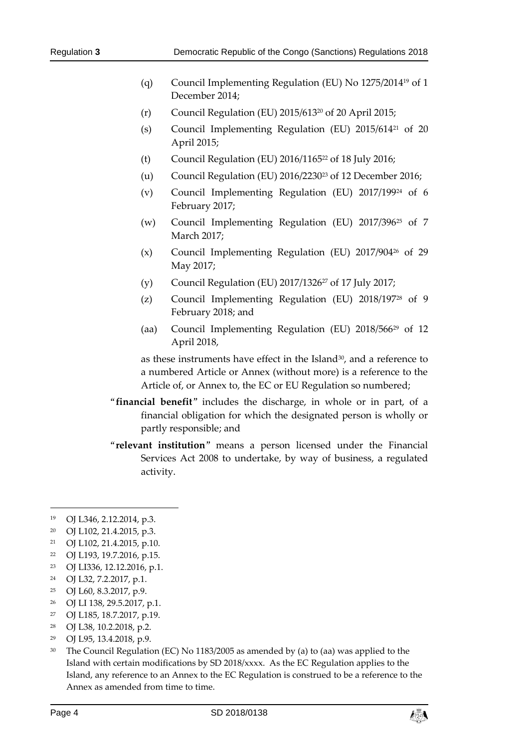(q) Council Implementing Regulation (EU) No 1275/2014[19] of 1 December 2014;

(r) Council Regulation (EU) 2015/613[20] of 20 April 2015;

(s) Council Implementing Regulation (EU) 2015/614[21] of 20 April 2015;

(t) Council Regulation (EU) 2016/1165[22] of 18 July 2016;

(u) Council Regulation (EU) 2016/2230[23] of 12 December 2016;

(v) Council Implementing Regulation (EU) 2017/199[24] of 6 February 2017;

(w) Council Implementing Regulation (EU) 2017/396[25] of 7 March 2017;

(x) Council Implementing Regulation (EU) 2017/904[26] of 29 May 2017;

(y) Council Regulation (EU) 2017/1326[27] of 17 July 2017;

(z) Council Implementing Regulation (EU) 2018/197[28] of 9 February 2018; and

(aa) Council Implementing Regulation (EU) 2018/566[29] of 12 April 2018,

as these instruments have effect in the Island[30], and a reference to a numbered Article or Annex (without more) is a reference to the Article of, or Annex to, the EC or EU Regulation so numbered;

"**financial benefit**" includes the discharge, in whole or in part, of a financial obligation for which the designated person is wholly or partly responsible; and

"**relevant institution**" means a person licensed under the Financial Services Act 2008 to undertake, by way of business, a regulated activity.

---

[19] OJ L346, 2.12.2014, p.3.

[20] OJ L102, 21.4.2015, p.3.

[21] OJ L102, 21.4.2015, p.10.

[22] OJ L193, 19.7.2016, p.15.

[23] OJ LI336, 12.12.2016, p.1.

[24] OJ L32, 7.2.2017, p.1.

[25] OJ L60, 8.3.2017, p.9.

[26] OJ LI 138, 29.5.2017, p.1.

[27] OJ L185, 18.7.2017, p.19.

[28] OJ L38, 10.2.2018, p.2.

[29] OJ L95, 13.4.2018, p.9.

[30] The Council Regulation (EC) No 1183/2005 as amended by (a) to (aa) was applied to the Island with certain modifications by SD 2018/xxxx. As the EC Regulation applies to the Island, any reference to an Annex to the EC Regulation is construed to be a reference to the Annex as amended from time to time.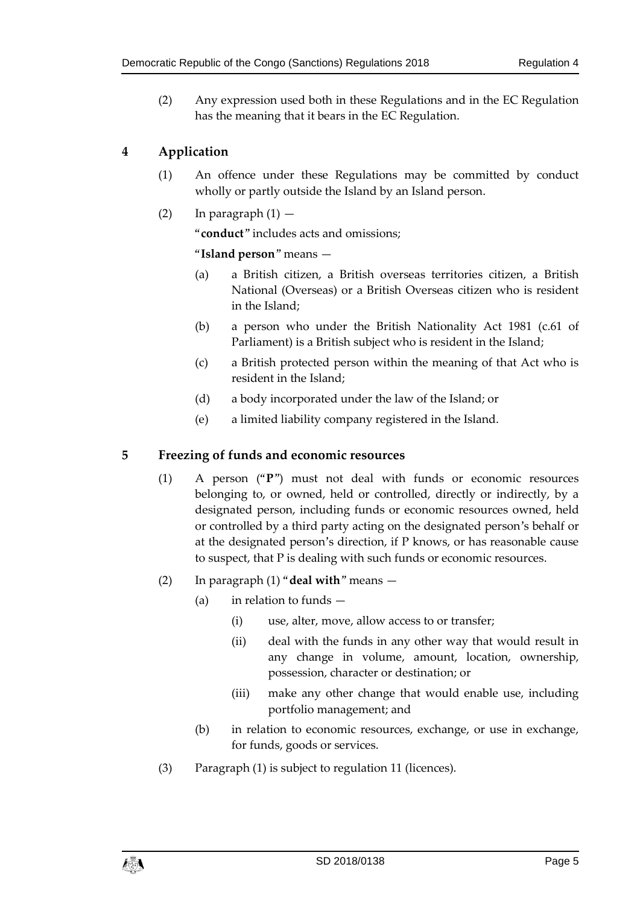(2) Any expression used both in these Regulations and in the EC Regulation has the meaning that it bears in the EC Regulation.

## 4 Application

(1) An offence under these Regulations may be committed by conduct wholly or partly outside the Island by an Island person.

(2) In paragraph (1) —

"**conduct**" includes acts and omissions;

"**Island person**" means —

(a) a British citizen, a British overseas territories citizen, a British National (Overseas) or a British Overseas citizen who is resident in the Island;

(b) a person who under the British Nationality Act 1981 (c.61 of Parliament) is a British subject who is resident in the Island;

(c) a British protected person within the meaning of that Act who is resident in the Island;

(d) a body incorporated under the law of the Island; or

(e) a limited liability company registered in the Island.

## 5 Freezing of funds and economic resources

(1) A person ("**P**") must not deal with funds or economic resources belonging to, or owned, held or controlled, directly or indirectly, by a designated person, including funds or economic resources owned, held or controlled by a third party acting on the designated person's behalf or at the designated person's direction, if P knows, or has reasonable cause to suspect, that P is dealing with such funds or economic resources.

(2) In paragraph (1) "**deal with**" means —

(a) in relation to funds —

(i) use, alter, move, allow access to or transfer;

(ii) deal with the funds in any other way that would result in any change in volume, amount, location, ownership, possession, character or destination; or

(iii) make any other change that would enable use, including portfolio management; and

(b) in relation to economic resources, exchange, or use in exchange, for funds, goods or services.

(3) Paragraph (1) is subject to regulation 11 (licences).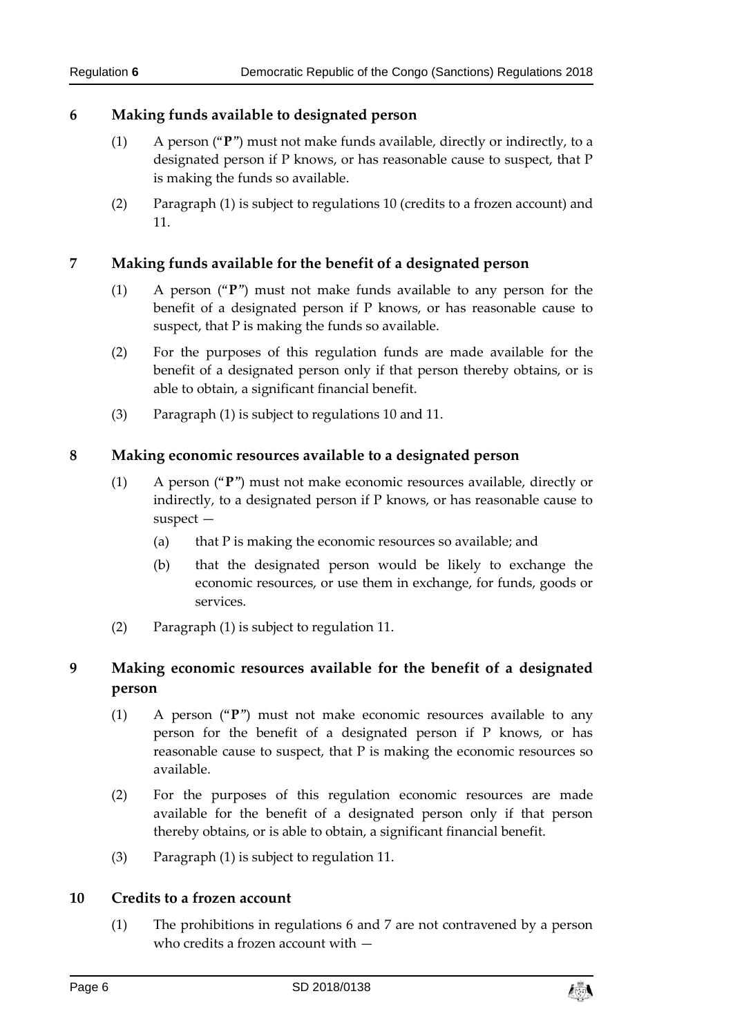## 6 Making funds available to designated person

(1) A person ("**P**") must not make funds available, directly or indirectly, to a designated person if P knows, or has reasonable cause to suspect, that P is making the funds so available.

(2) Paragraph (1) is subject to regulations 10 (credits to a frozen account) and 11.

## 7 Making funds available for the benefit of a designated person

(1) A person ("**P**") must not make funds available to any person for the benefit of a designated person if P knows, or has reasonable cause to suspect, that P is making the funds so available.

(2) For the purposes of this regulation funds are made available for the benefit of a designated person only if that person thereby obtains, or is able to obtain, a significant financial benefit.

(3) Paragraph (1) is subject to regulations 10 and 11.

## 8 Making economic resources available to a designated person

(1) A person ("**P**") must not make economic resources available, directly or indirectly, to a designated person if P knows, or has reasonable cause to suspect —

(a) that P is making the economic resources so available; and

(b) that the designated person would be likely to exchange the economic resources, or use them in exchange, for funds, goods or services.

(2) Paragraph (1) is subject to regulation 11.

## 9 Making economic resources available for the benefit of a designated person

(1) A person ("**P**") must not make economic resources available to any person for the benefit of a designated person if P knows, or has reasonable cause to suspect, that P is making the economic resources so available.

(2) For the purposes of this regulation economic resources are made available for the benefit of a designated person only if that person thereby obtains, or is able to obtain, a significant financial benefit.

(3) Paragraph (1) is subject to regulation 11.

## 10 Credits to a frozen account

(1) The prohibitions in regulations 6 and 7 are not contravened by a person who credits a frozen account with —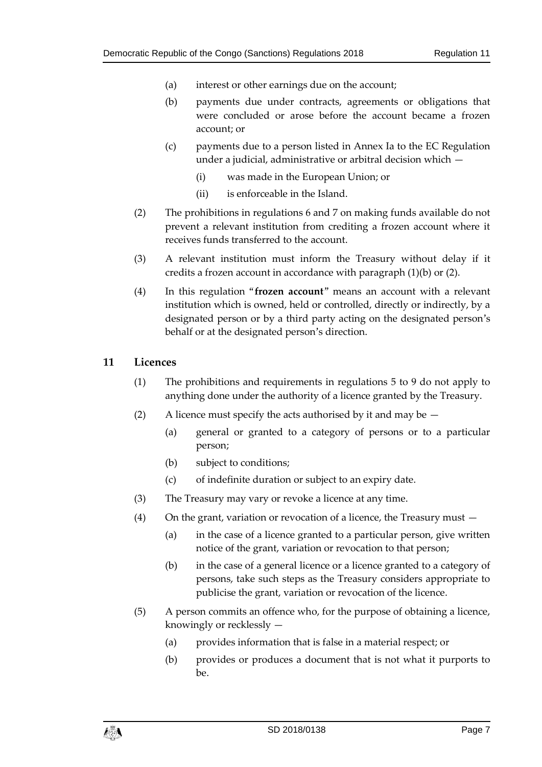(a) interest or other earnings due on the account;

(b) payments due under contracts, agreements or obligations that were concluded or arose before the account became a frozen account; or

(c) payments due to a person listed in Annex Ia to the EC Regulation under a judicial, administrative or arbitral decision which —

(i) was made in the European Union; or

(ii) is enforceable in the Island.

(2) The prohibitions in regulations 6 and 7 on making funds available do not prevent a relevant institution from crediting a frozen account where it receives funds transferred to the account.

(3) A relevant institution must inform the Treasury without delay if it credits a frozen account in accordance with paragraph (1)(b) or (2).

(4) In this regulation "**frozen account**" means an account with a relevant institution which is owned, held or controlled, directly or indirectly, by a designated person or by a third party acting on the designated person's behalf or at the designated person's direction.

## 11 Licences

(1) The prohibitions and requirements in regulations 5 to 9 do not apply to anything done under the authority of a licence granted by the Treasury.

(2) A licence must specify the acts authorised by it and may be —

(a) general or granted to a category of persons or to a particular person;

(b) subject to conditions;

(c) of indefinite duration or subject to an expiry date.

(3) The Treasury may vary or revoke a licence at any time.

(4) On the grant, variation or revocation of a licence, the Treasury must —

(a) in the case of a licence granted to a particular person, give written notice of the grant, variation or revocation to that person;

(b) in the case of a general licence or a licence granted to a category of persons, take such steps as the Treasury considers appropriate to publicise the grant, variation or revocation of the licence.

(5) A person commits an offence who, for the purpose of obtaining a licence, knowingly or recklessly —

(a) provides information that is false in a material respect; or

(b) provides or produces a document that is not what it purports to be.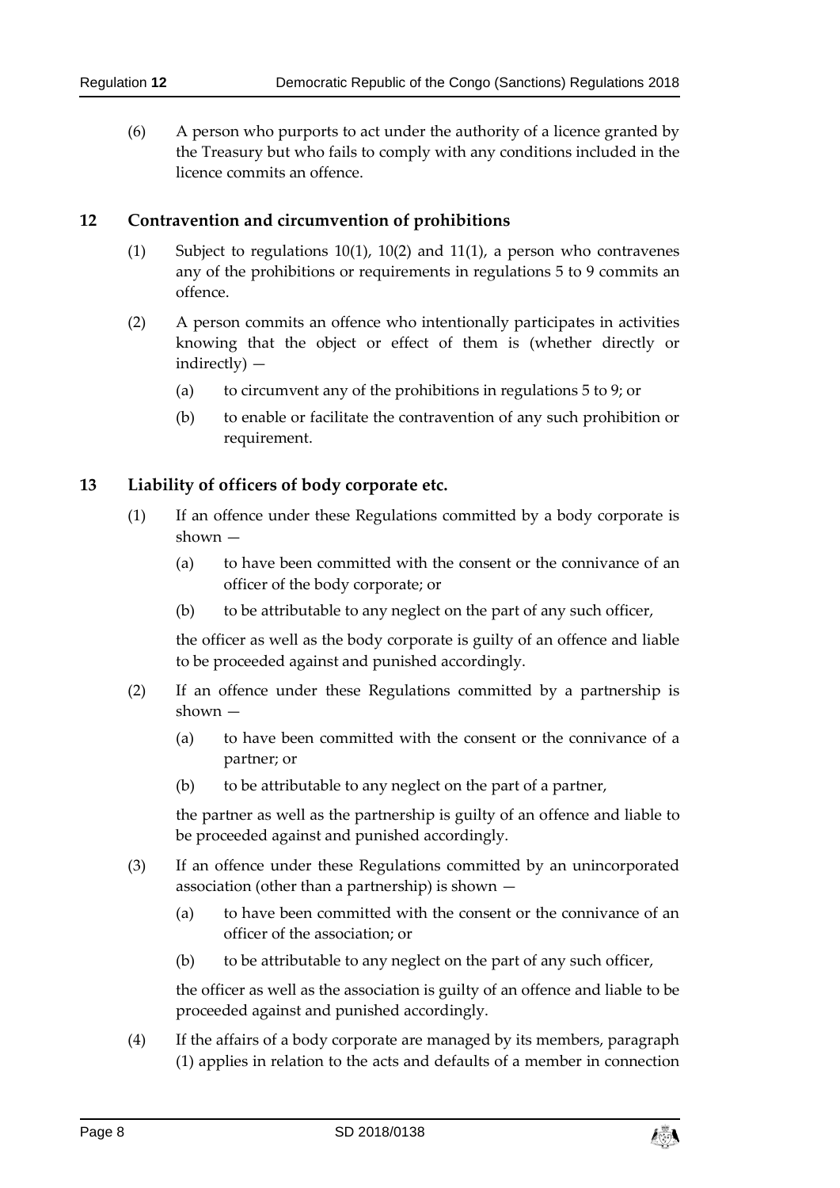(6) A person who purports to act under the authority of a licence granted by the Treasury but who fails to comply with any conditions included in the licence commits an offence.

## 12 Contravention and circumvention of prohibitions

(1) Subject to regulations 10(1), 10(2) and 11(1), a person who contravenes any of the prohibitions or requirements in regulations 5 to 9 commits an offence.

(2) A person commits an offence who intentionally participates in activities knowing that the object or effect of them is (whether directly or indirectly) —

(a) to circumvent any of the prohibitions in regulations 5 to 9; or

(b) to enable or facilitate the contravention of any such prohibition or requirement.

## 13 Liability of officers of body corporate etc.

(1) If an offence under these Regulations committed by a body corporate is shown —

(a) to have been committed with the consent or the connivance of an officer of the body corporate; or

(b) to be attributable to any neglect on the part of any such officer,

the officer as well as the body corporate is guilty of an offence and liable to be proceeded against and punished accordingly.

(2) If an offence under these Regulations committed by a partnership is shown —

(a) to have been committed with the consent or the connivance of a partner; or

(b) to be attributable to any neglect on the part of a partner,

the partner as well as the partnership is guilty of an offence and liable to be proceeded against and punished accordingly.

(3) If an offence under these Regulations committed by an unincorporated association (other than a partnership) is shown —

(a) to have been committed with the consent or the connivance of an officer of the association; or

(b) to be attributable to any neglect on the part of any such officer,

the officer as well as the association is guilty of an offence and liable to be proceeded against and punished accordingly.

(4) If the affairs of a body corporate are managed by its members, paragraph (1) applies in relation to the acts and defaults of a member in connection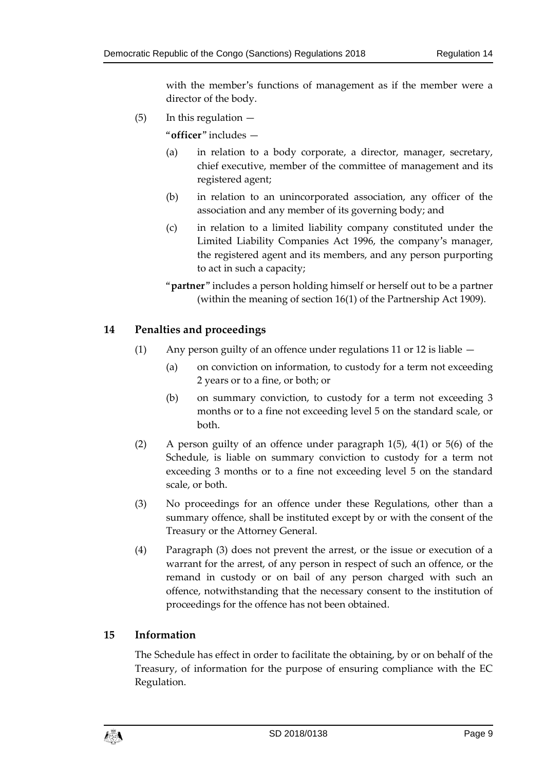with the member's functions of management as if the member were a director of the body.

(5) In this regulation —

"**officer**" includes —

(a) in relation to a body corporate, a director, manager, secretary, chief executive, member of the committee of management and its registered agent;

(b) in relation to an unincorporated association, any officer of the association and any member of its governing body; and

(c) in relation to a limited liability company constituted under the Limited Liability Companies Act 1996, the company's manager, the registered agent and its members, and any person purporting to act in such a capacity;

"**partner**" includes a person holding himself or herself out to be a partner (within the meaning of section 16(1) of the Partnership Act 1909).

## 14 Penalties and proceedings

(1) Any person guilty of an offence under regulations 11 or 12 is liable —

(a) on conviction on information, to custody for a term not exceeding 2 years or to a fine, or both; or

(b) on summary conviction, to custody for a term not exceeding 3 months or to a fine not exceeding level 5 on the standard scale, or both.

(2) A person guilty of an offence under paragraph 1(5), 4(1) or 5(6) of the Schedule, is liable on summary conviction to custody for a term not exceeding 3 months or to a fine not exceeding level 5 on the standard scale, or both.

(3) No proceedings for an offence under these Regulations, other than a summary offence, shall be instituted except by or with the consent of the Treasury or the Attorney General.

(4) Paragraph (3) does not prevent the arrest, or the issue or execution of a warrant for the arrest, of any person in respect of such an offence, or the remand in custody or on bail of any person charged with such an offence, notwithstanding that the necessary consent to the institution of proceedings for the offence has not been obtained.

## 15 Information

The Schedule has effect in order to facilitate the obtaining, by or on behalf of the Treasury, of information for the purpose of ensuring compliance with the EC Regulation.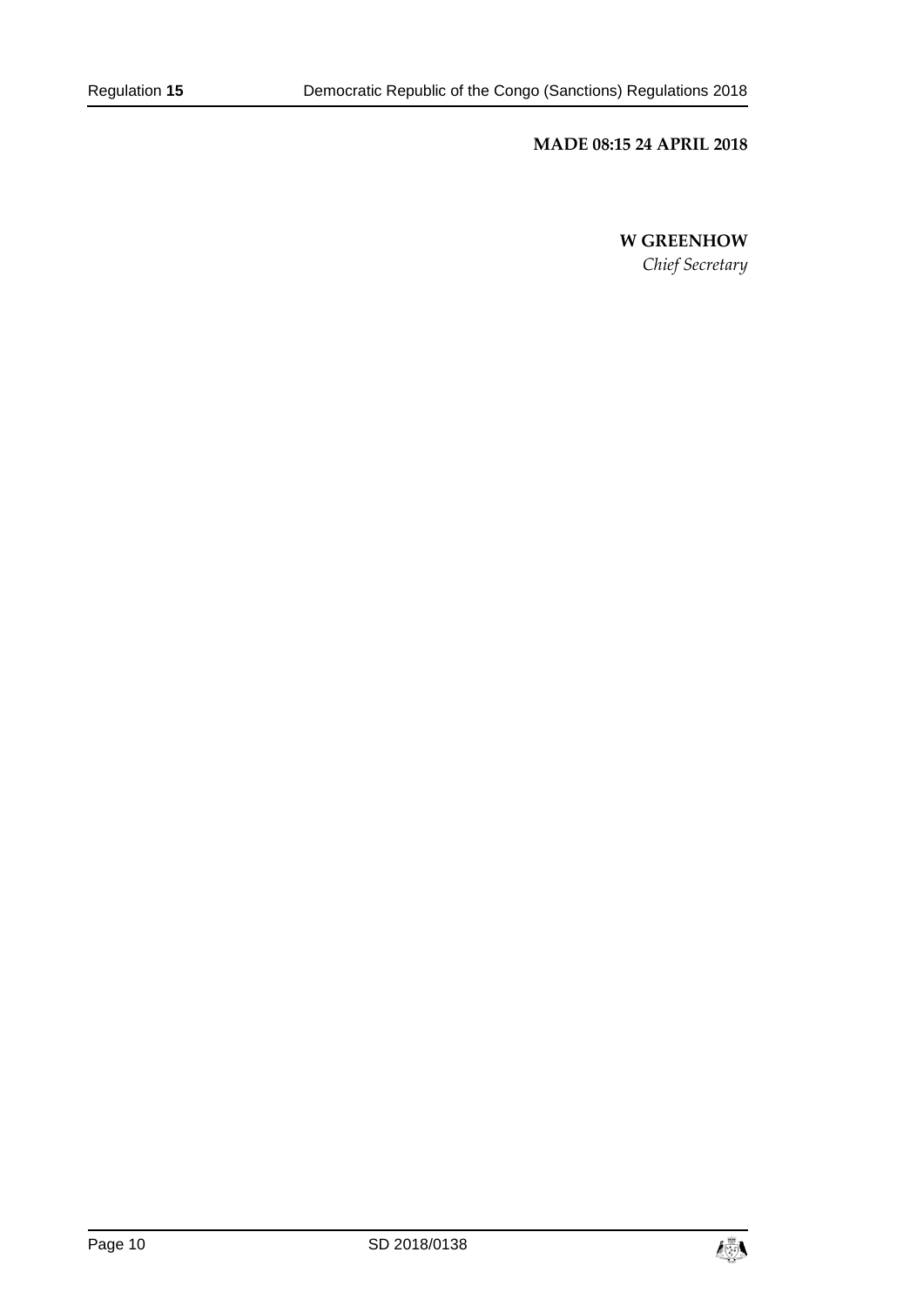**MADE 08:15 24 APRIL 2018**

**W GREENHOW**

*Chief Secretary*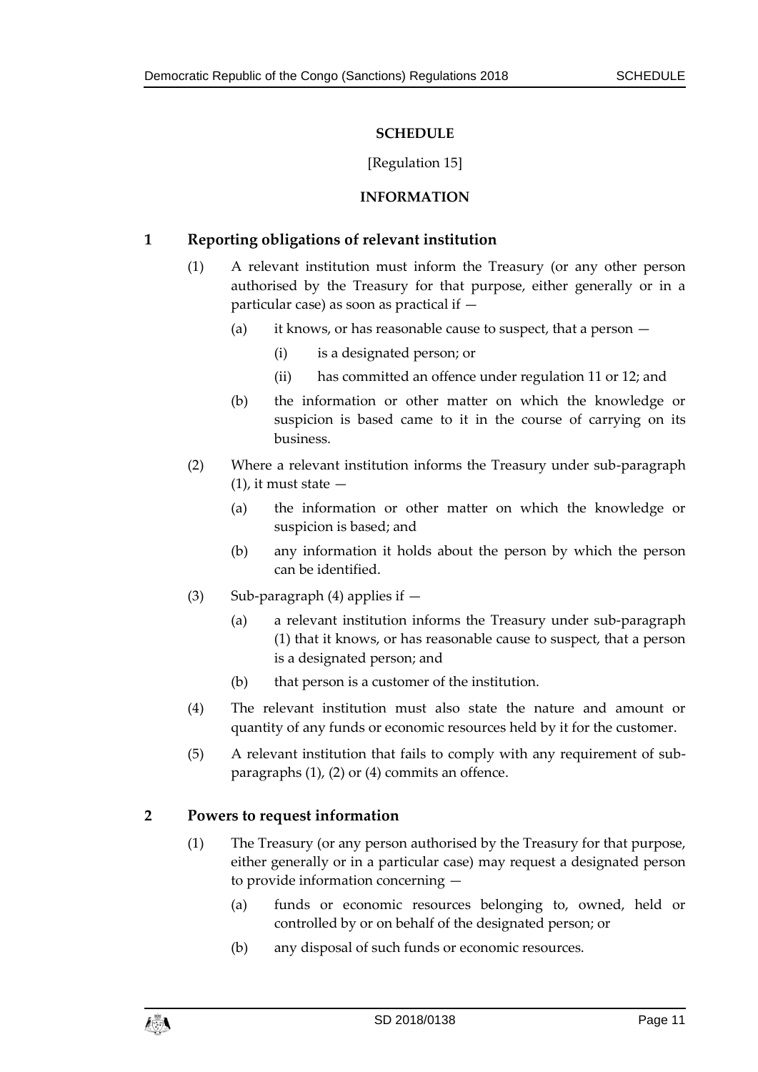# SCHEDULE

[Regulation 15]

## INFORMATION

### 1 Reporting obligations of relevant institution

(1) A relevant institution must inform the Treasury (or any other person authorised by the Treasury for that purpose, either generally or in a particular case) as soon as practical if —

(a) it knows, or has reasonable cause to suspect, that a person —

(i) is a designated person; or

(ii) has committed an offence under regulation 11 or 12; and

(b) the information or other matter on which the knowledge or suspicion is based came to it in the course of carrying on its business.

(2) Where a relevant institution informs the Treasury under sub-paragraph (1), it must state —

(a) the information or other matter on which the knowledge or suspicion is based; and

(b) any information it holds about the person by which the person can be identified.

(3) Sub-paragraph (4) applies if —

(a) a relevant institution informs the Treasury under sub-paragraph (1) that it knows, or has reasonable cause to suspect, that a person is a designated person; and

(b) that person is a customer of the institution.

(4) The relevant institution must also state the nature and amount or quantity of any funds or economic resources held by it for the customer.

(5) A relevant institution that fails to comply with any requirement of sub-paragraphs (1), (2) or (4) commits an offence.

### 2 Powers to request information

(1) The Treasury (or any person authorised by the Treasury for that purpose, either generally or in a particular case) may request a designated person to provide information concerning —

(a) funds or economic resources belonging to, owned, held or controlled by or on behalf of the designated person; or

(b) any disposal of such funds or economic resources.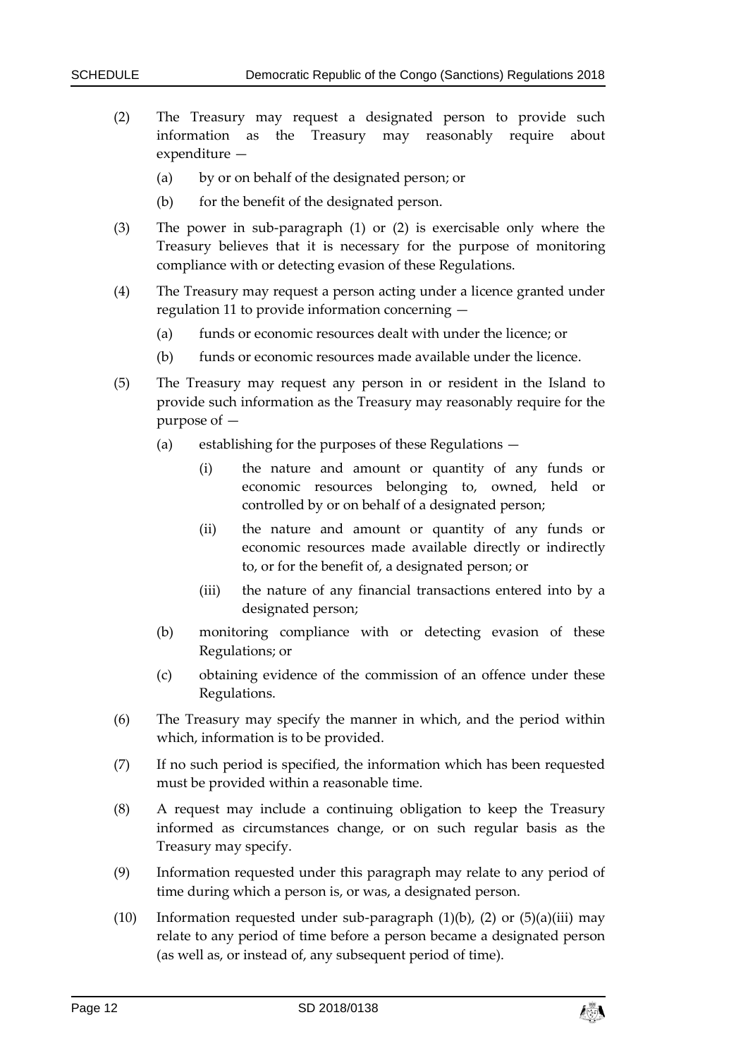(2) The Treasury may request a designated person to provide such information as the Treasury may reasonably require about expenditure —

   (a) by or on behalf of the designated person; or

   (b) for the benefit of the designated person.

(3) The power in sub-paragraph (1) or (2) is exercisable only where the Treasury believes that it is necessary for the purpose of monitoring compliance with or detecting evasion of these Regulations.

(4) The Treasury may request a person acting under a licence granted under regulation 11 to provide information concerning —

   (a) funds or economic resources dealt with under the licence; or

   (b) funds or economic resources made available under the licence.

(5) The Treasury may request any person in or resident in the Island to provide such information as the Treasury may reasonably require for the purpose of —

   (a) establishing for the purposes of these Regulations —

      (i) the nature and amount or quantity of any funds or economic resources belonging to, owned, held or controlled by or on behalf of a designated person;

      (ii) the nature and amount or quantity of any funds or economic resources made available directly or indirectly to, or for the benefit of, a designated person; or

      (iii) the nature of any financial transactions entered into by a designated person;

   (b) monitoring compliance with or detecting evasion of these Regulations; or

   (c) obtaining evidence of the commission of an offence under these Regulations.

(6) The Treasury may specify the manner in which, and the period within which, information is to be provided.

(7) If no such period is specified, the information which has been requested must be provided within a reasonable time.

(8) A request may include a continuing obligation to keep the Treasury informed as circumstances change, or on such regular basis as the Treasury may specify.

(9) Information requested under this paragraph may relate to any period of time during which a person is, or was, a designated person.

(10) Information requested under sub-paragraph (1)(b), (2) or (5)(a)(iii) may relate to any period of time before a person became a designated person (as well as, or instead of, any subsequent period of time).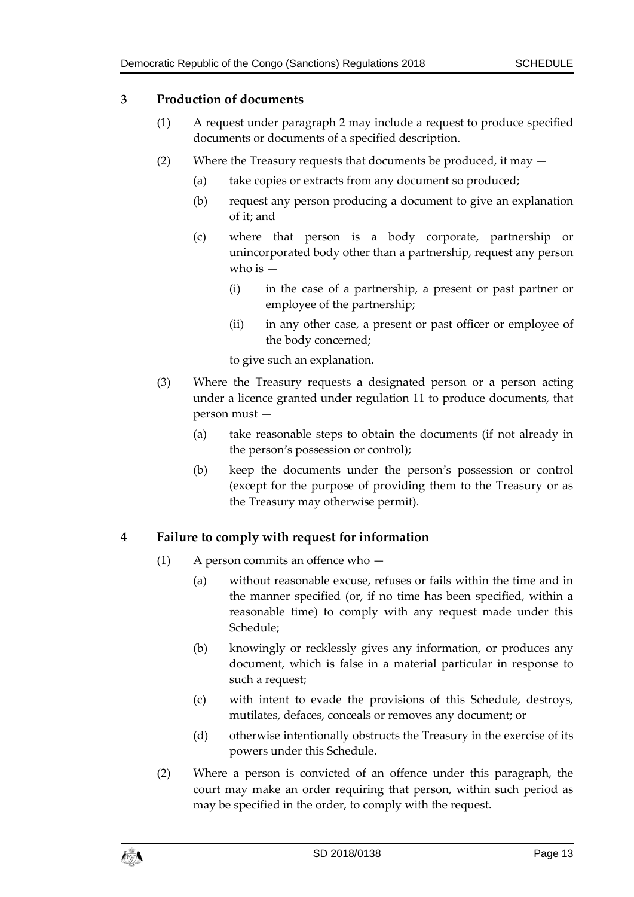## 3 Production of documents

(1) A request under paragraph 2 may include a request to produce specified documents or documents of a specified description.

(2) Where the Treasury requests that documents be produced, it may —

(a) take copies or extracts from any document so produced;

(b) request any person producing a document to give an explanation of it; and

(c) where that person is a body corporate, partnership or unincorporated body other than a partnership, request any person who is —

(i) in the case of a partnership, a present or past partner or employee of the partnership;

(ii) in any other case, a present or past officer or employee of the body concerned;

to give such an explanation.

(3) Where the Treasury requests a designated person or a person acting under a licence granted under regulation 11 to produce documents, that person must —

(a) take reasonable steps to obtain the documents (if not already in the person's possession or control);

(b) keep the documents under the person's possession or control (except for the purpose of providing them to the Treasury or as the Treasury may otherwise permit).

## 4 Failure to comply with request for information

(1) A person commits an offence who —

(a) without reasonable excuse, refuses or fails within the time and in the manner specified (or, if no time has been specified, within a reasonable time) to comply with any request made under this Schedule;

(b) knowingly or recklessly gives any information, or produces any document, which is false in a material particular in response to such a request;

(c) with intent to evade the provisions of this Schedule, destroys, mutilates, defaces, conceals or removes any document; or

(d) otherwise intentionally obstructs the Treasury in the exercise of its powers under this Schedule.

(2) Where a person is convicted of an offence under this paragraph, the court may make an order requiring that person, within such period as may be specified in the order, to comply with the request.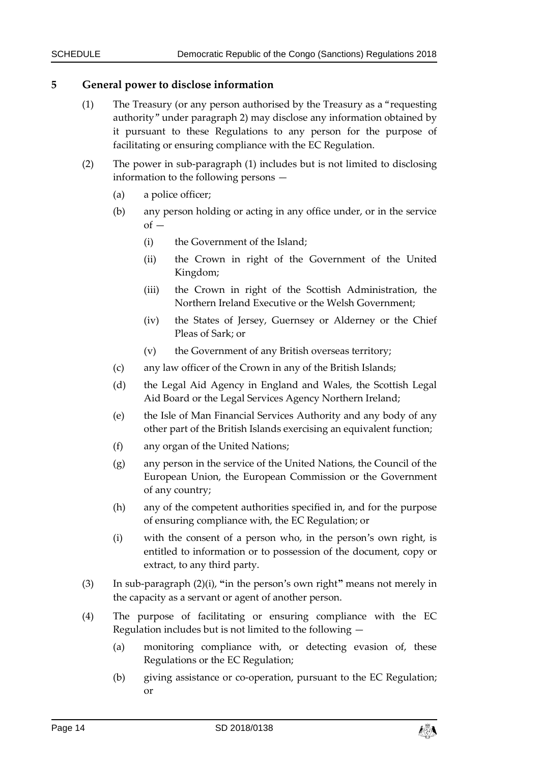## 5 General power to disclose information

(1) The Treasury (or any person authorised by the Treasury as a "requesting authority" under paragraph 2) may disclose any information obtained by it pursuant to these Regulations to any person for the purpose of facilitating or ensuring compliance with the EC Regulation.

(2) The power in sub-paragraph (1) includes but is not limited to disclosing information to the following persons —

- (a) a police officer;
- (b) any person holding or acting in any office under, or in the service of —
  - (i) the Government of the Island;
  - (ii) the Crown in right of the Government of the United Kingdom;
  - (iii) the Crown in right of the Scottish Administration, the Northern Ireland Executive or the Welsh Government;
  - (iv) the States of Jersey, Guernsey or Alderney or the Chief Pleas of Sark; or
  - (v) the Government of any British overseas territory;
- (c) any law officer of the Crown in any of the British Islands;
- (d) the Legal Aid Agency in England and Wales, the Scottish Legal Aid Board or the Legal Services Agency Northern Ireland;
- (e) the Isle of Man Financial Services Authority and any body of any other part of the British Islands exercising an equivalent function;
- (f) any organ of the United Nations;
- (g) any person in the service of the United Nations, the Council of the European Union, the European Commission or the Government of any country;
- (h) any of the competent authorities specified in, and for the purpose of ensuring compliance with, the EC Regulation; or
- (i) with the consent of a person who, in the person's own right, is entitled to information or to possession of the document, copy or extract, to any third party.

(3) In sub-paragraph (2)(i), **"**in the person's own right**"** means not merely in the capacity as a servant or agent of another person.

(4) The purpose of facilitating or ensuring compliance with the EC Regulation includes but is not limited to the following —

- (a) monitoring compliance with, or detecting evasion of, these Regulations or the EC Regulation;
- (b) giving assistance or co-operation, pursuant to the EC Regulation; or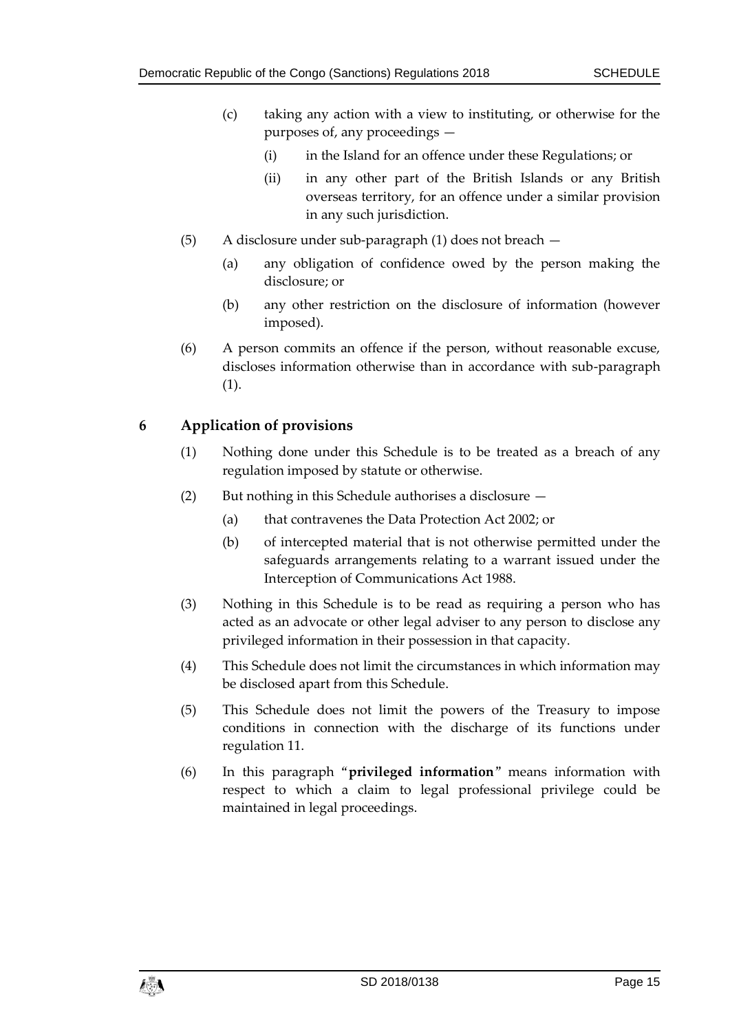(c) taking any action with a view to instituting, or otherwise for the purposes of, any proceedings —

(i) in the Island for an offence under these Regulations; or

(ii) in any other part of the British Islands or any British overseas territory, for an offence under a similar provision in any such jurisdiction.

(5) A disclosure under sub-paragraph (1) does not breach —

(a) any obligation of confidence owed by the person making the disclosure; or

(b) any other restriction on the disclosure of information (however imposed).

(6) A person commits an offence if the person, without reasonable excuse, discloses information otherwise than in accordance with sub-paragraph (1).

## 6 Application of provisions

(1) Nothing done under this Schedule is to be treated as a breach of any regulation imposed by statute or otherwise.

(2) But nothing in this Schedule authorises a disclosure —

(a) that contravenes the Data Protection Act 2002; or

(b) of intercepted material that is not otherwise permitted under the safeguards arrangements relating to a warrant issued under the Interception of Communications Act 1988.

(3) Nothing in this Schedule is to be read as requiring a person who has acted as an advocate or other legal adviser to any person to disclose any privileged information in their possession in that capacity.

(4) This Schedule does not limit the circumstances in which information may be disclosed apart from this Schedule.

(5) This Schedule does not limit the powers of the Treasury to impose conditions in connection with the discharge of its functions under regulation 11.

(6) In this paragraph "**privileged information**" means information with respect to which a claim to legal professional privilege could be maintained in legal proceedings.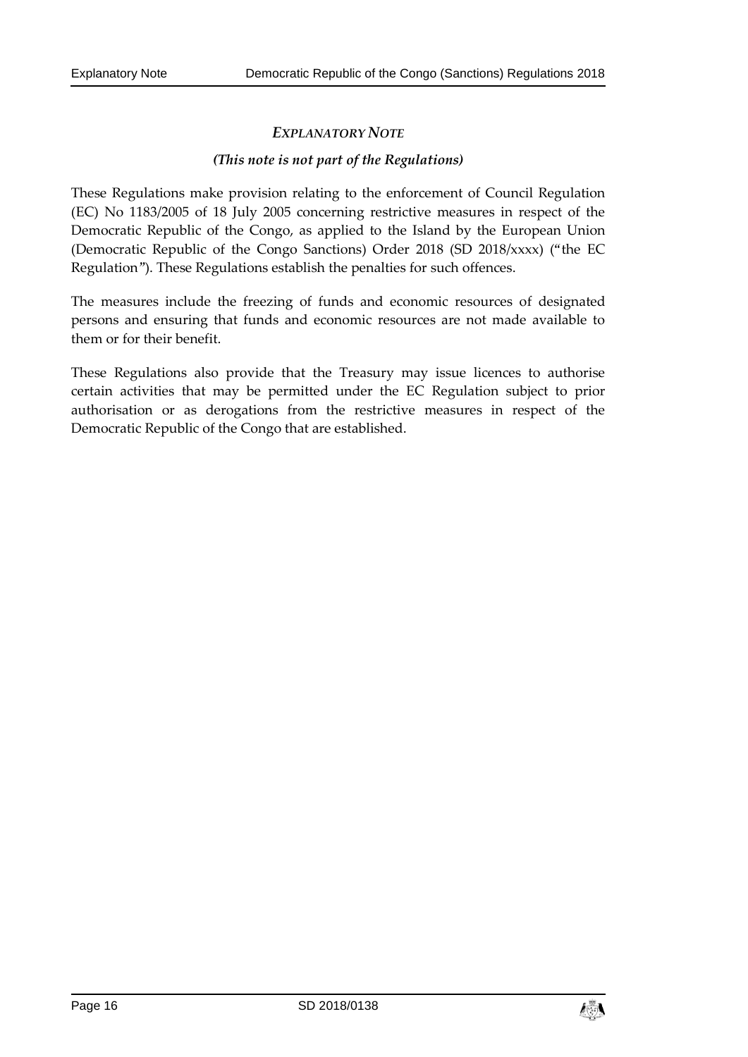## *EXPLANATORY NOTE*

***(This note is not part of the Regulations)***

These Regulations make provision relating to the enforcement of Council Regulation (EC) No 1183/2005 of 18 July 2005 concerning restrictive measures in respect of the Democratic Republic of the Congo, as applied to the Island by the European Union (Democratic Republic of the Congo Sanctions) Order 2018 (SD 2018/xxxx) ("the EC Regulation"). These Regulations establish the penalties for such offences.

The measures include the freezing of funds and economic resources of designated persons and ensuring that funds and economic resources are not made available to them or for their benefit.

These Regulations also provide that the Treasury may issue licences to authorise certain activities that may be permitted under the EC Regulation subject to prior authorisation or as derogations from the restrictive measures in respect of the Democratic Republic of the Congo that are established.